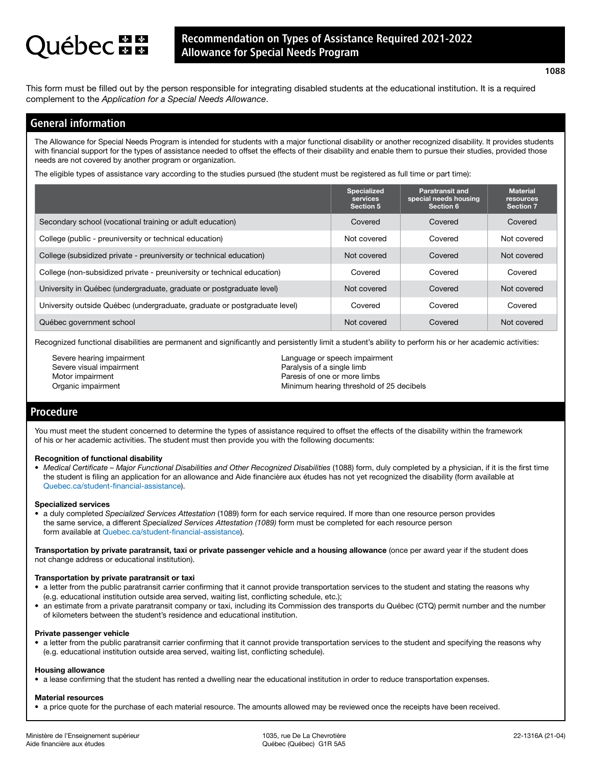# Recommendation on Types of Assistance Required 2021-2022
# Allowance for Special Needs Program

1088

This form must be filled out by the person responsible for integrating disabled students at the educational institution. It is a required complement to the *Application for a Special Needs Allowance*.

## General information

The Allowance for Special Needs Program is intended for students with a major functional disability or another recognized disability. It provides students with financial support for the types of assistance needed to offset the effects of their disability and enable them to pursue their studies, provided those needs are not covered by another program or organization.

The eligible types of assistance vary according to the studies pursued (the student must be registered as full time or part time):

| | Specialized services Section 5 | Paratransit and special needs housing Section 6 | Material resources Section 7 |
|---|---|---|---|
| Secondary school (vocational training or adult education) | Covered | Covered | Covered |
| College (public - preuniversity or technical education) | Not covered | Covered | Not covered |
| College (subsidized private - preuniversity or technical education) | Not covered | Covered | Not covered |
| College (non-subsidized private - preuniversity or technical education) | Covered | Covered | Covered |
| University in Québec (undergraduate, graduate or postgraduate level) | Not covered | Covered | Not covered |
| University outside Québec (undergraduate, graduate or postgraduate level) | Covered | Covered | Covered |
| Québec government school | Not covered | Covered | Not covered |

Recognized functional disabilities are permanent and significantly and persistently limit a student's ability to perform his or her academic activities:

- Severe hearing impairment
- Severe visual impairment
- Motor impairment
- Organic impairment
- Language or speech impairment
- Paralysis of a single limb
- Paresis of one or more limbs
- Minimum hearing threshold of 25 decibels

## Procedure

You must meet the student concerned to determine the types of assistance required to offset the effects of the disability within the framework of his or her academic activities. The student must then provide you with the following documents:

**Recognition of functional disability**

- *Medical Certificate – Major Functional Disabilities and Other Recognized Disabilities* (1088) form, duly completed by a physician, if it is the first time the student is filing an application for an allowance and Aide financière aux études has not yet recognized the disability (form available at Quebec.ca/student-financial-assistance).

**Specialized services**

- a duly completed *Specialized Services Attestation* (1089) form for each service required. If more than one resource person provides the same service, a different *Specialized Services Attestation (1089)* form must be completed for each resource person form available at Quebec.ca/student-financial-assistance).

**Transportation by private paratransit, taxi or private passenger vehicle and a housing allowance** (once per award year if the student does not change address or educational institution).

**Transportation by private paratransit or taxi**

- a letter from the public paratransit carrier confirming that it cannot provide transportation services to the student and stating the reasons why (e.g. educational institution outside area served, waiting list, conflicting schedule, etc.);
- an estimate from a private paratransit company or taxi, including its Commission des transports du Québec (CTQ) permit number and the number of kilometers between the student's residence and educational institution.

**Private passenger vehicle**

- a letter from the public paratransit carrier confirming that it cannot provide transportation services to the student and specifying the reasons why (e.g. educational institution outside area served, waiting list, conflicting schedule).

**Housing allowance**

- a lease confirming that the student has rented a dwelling near the educational institution in order to reduce transportation expenses.

**Material resources**

- a price quote for the purchase of each material resource. The amounts allowed may be reviewed once the receipts have been received.

Ministère de l'Enseignement supérieur
Aide financière aux études

1035, rue De La Chevrotière
Québec (Québec) G1R 5A5

22-1316A (21-04)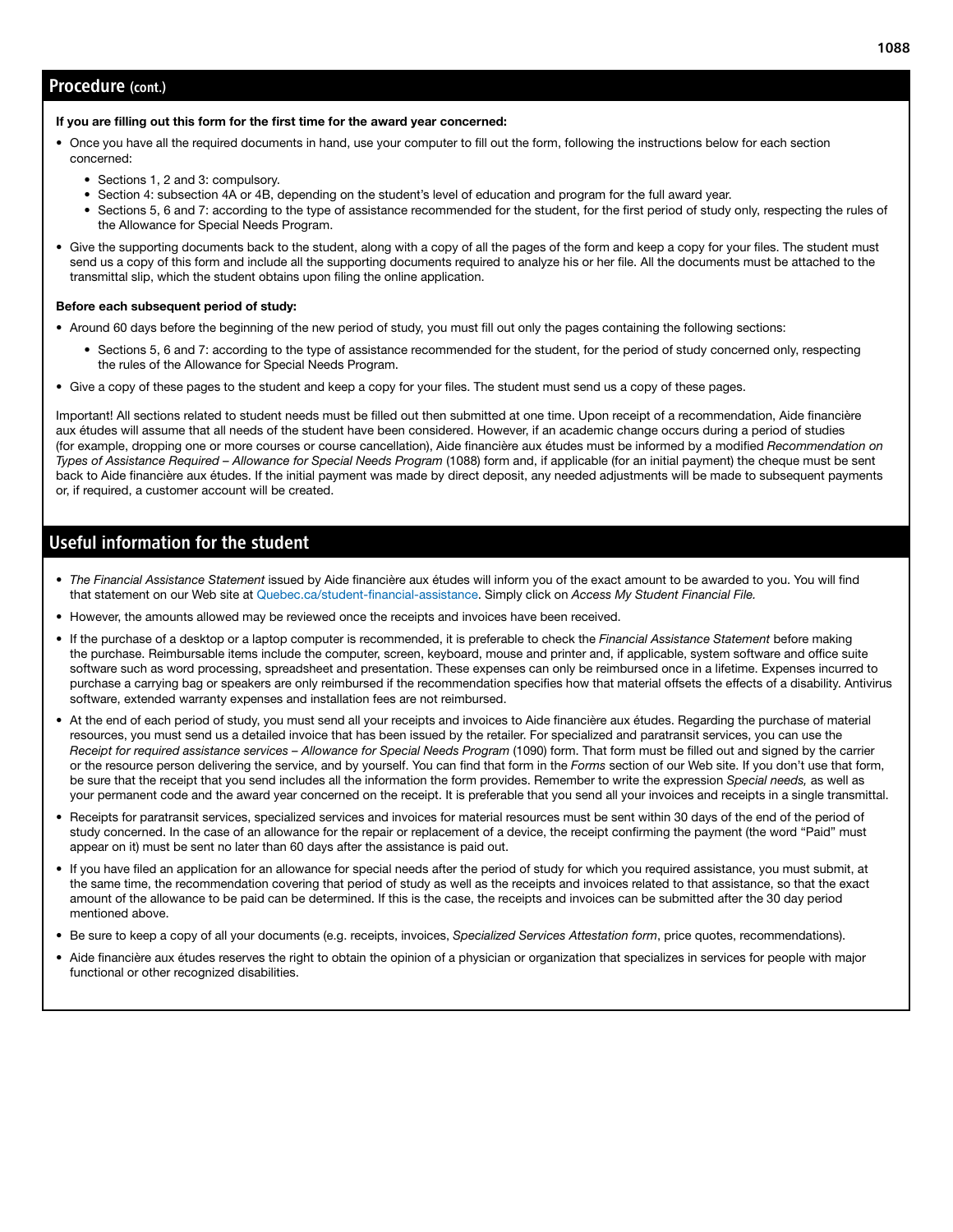## Procedure (cont.)

**If you are filling out this form for the first time for the award year concerned:**

- Once you have all the required documents in hand, use your computer to fill out the form, following the instructions below for each section concerned:
  - Sections 1, 2 and 3: compulsory.
  - Section 4: subsection 4A or 4B, depending on the student's level of education and program for the full award year.
  - Sections 5, 6 and 7: according to the type of assistance recommended for the student, for the first period of study only, respecting the rules of the Allowance for Special Needs Program.
- Give the supporting documents back to the student, along with a copy of all the pages of the form and keep a copy for your files. The student must send us a copy of this form and include all the supporting documents required to analyze his or her file. All the documents must be attached to the transmittal slip, which the student obtains upon filing the online application.

**Before each subsequent period of study:**

- Around 60 days before the beginning of the new period of study, you must fill out only the pages containing the following sections:
  - Sections 5, 6 and 7: according to the type of assistance recommended for the student, for the period of study concerned only, respecting the rules of the Allowance for Special Needs Program.
- Give a copy of these pages to the student and keep a copy for your files. The student must send us a copy of these pages.

Important! All sections related to student needs must be filled out then submitted at one time. Upon receipt of a recommendation, Aide financière aux études will assume that all needs of the student have been considered. However, if an academic change occurs during a period of studies (for example, dropping one or more courses or course cancellation), Aide financière aux études must be informed by a modified *Recommendation on Types of Assistance Required – Allowance for Special Needs Program* (1088) form and, if applicable (for an initial payment) the cheque must be sent back to Aide financière aux études. If the initial payment was made by direct deposit, any needed adjustments will be made to subsequent payments or, if required, a customer account will be created.

## Useful information for the student

- *The Financial Assistance Statement* issued by Aide financière aux études will inform you of the exact amount to be awarded to you. You will find that statement on our Web site at Quebec.ca/student-financial-assistance. Simply click on *Access My Student Financial File.*
- However, the amounts allowed may be reviewed once the receipts and invoices have been received.
- If the purchase of a desktop or a laptop computer is recommended, it is preferable to check the *Financial Assistance Statement* before making the purchase. Reimbursable items include the computer, screen, keyboard, mouse and printer and, if applicable, system software and office suite software such as word processing, spreadsheet and presentation. These expenses can only be reimbursed once in a lifetime. Expenses incurred to purchase a carrying bag or speakers are only reimbursed if the recommendation specifies how that material offsets the effects of a disability. Antivirus software, extended warranty expenses and installation fees are not reimbursed.
- At the end of each period of study, you must send all your receipts and invoices to Aide financière aux études. Regarding the purchase of material resources, you must send us a detailed invoice that has been issued by the retailer. For specialized and paratransit services, you can use the *Receipt for required assistance services – Allowance for Special Needs Program* (1090) form. That form must be filled out and signed by the carrier or the resource person delivering the service, and by yourself. You can find that form in the *Forms* section of our Web site. If you don't use that form, be sure that the receipt that you send includes all the information the form provides. Remember to write the expression *Special needs,* as well as your permanent code and the award year concerned on the receipt. It is preferable that you send all your invoices and receipts in a single transmittal.
- Receipts for paratransit services, specialized services and invoices for material resources must be sent within 30 days of the end of the period of study concerned. In the case of an allowance for the repair or replacement of a device, the receipt confirming the payment (the word "Paid" must appear on it) must be sent no later than 60 days after the assistance is paid out.
- If you have filed an application for an allowance for special needs after the period of study for which you required assistance, you must submit, at the same time, the recommendation covering that period of study as well as the receipts and invoices related to that assistance, so that the exact amount of the allowance to be paid can be determined. If this is the case, the receipts and invoices can be submitted after the 30 day period mentioned above.
- Be sure to keep a copy of all your documents (e.g. receipts, invoices, *Specialized Services Attestation form*, price quotes, recommendations).
- Aide financière aux études reserves the right to obtain the opinion of a physician or organization that specializes in services for people with major functional or other recognized disabilities.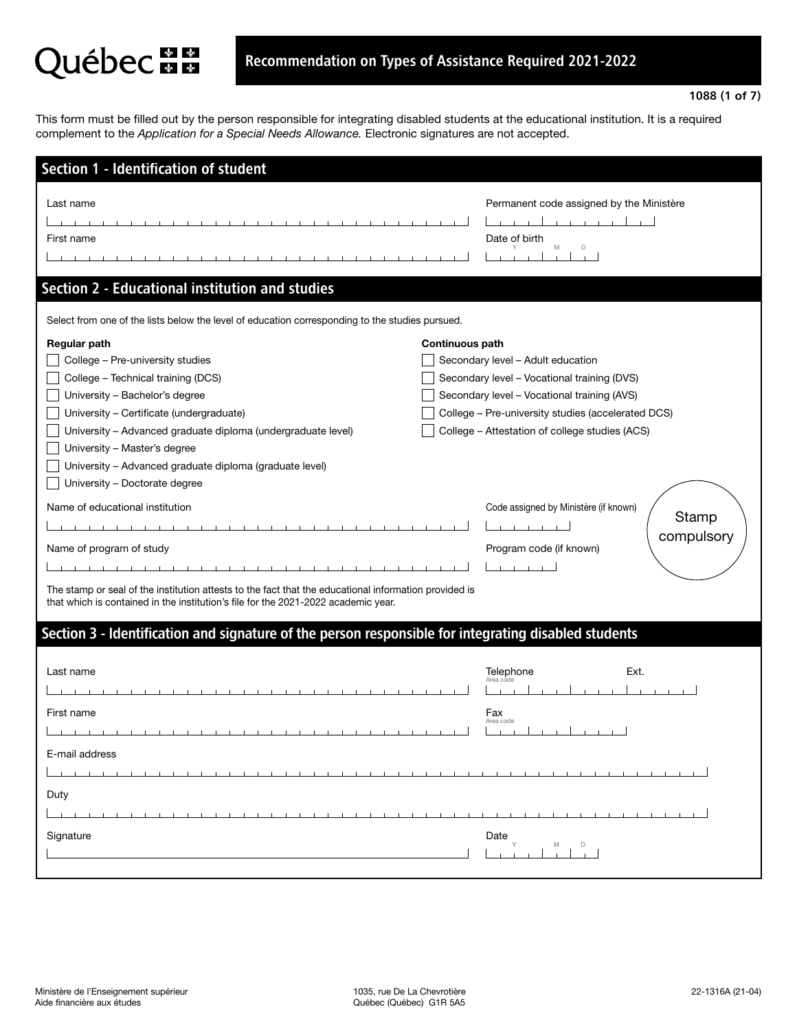# Québec

## Recommendation on Types of Assistance Required 2021-2022

1088 (1 of 7)

This form must be filled out by the person responsible for integrating disabled students at the educational institution. It is a required complement to the *Application for a Special Needs Allowance.* Electronic signatures are not accepted.

## Section 1 - Identification of student

Last name

Permanent code assigned by the Ministère

First name

Date of birth (Y M D)

## Section 2 - Educational institution and studies

Select from one of the lists below the level of education corresponding to the studies pursued.

**Regular path**

- ☐ College – Pre-university studies
- ☐ College – Technical training (DCS)
- ☐ University – Bachelor's degree
- ☐ University – Certificate (undergraduate)
- ☐ University – Advanced graduate diploma (undergraduate level)
- ☐ University – Master's degree
- ☐ University – Advanced graduate diploma (graduate level)
- ☐ University – Doctorate degree

**Continuous path**

- ☐ Secondary level – Adult education
- ☐ Secondary level – Vocational training (DVS)
- ☐ Secondary level – Vocational training (AVS)
- ☐ College – Pre-university studies (accelerated DCS)
- ☐ College – Attestation of college studies (ACS)

Name of educational institution

Code assigned by Ministère (if known)

Stamp compulsory

Name of program of study

Program code (if known)

The stamp or seal of the institution attests to the fact that the educational information provided is that which is contained in the institution's file for the 2021-2022 academic year.

## Section 3 - Identification and signature of the person responsible for integrating disabled students

Last name

Telephone (Area code) Ext.

First name

Fax (Area code)

E-mail address

Duty

Signature

Date (Y M D)

Ministère de l'Enseignement supérieur
Aide financière aux études

1035, rue De La Chevrotière
Québec (Québec) G1R 5A5

22-1316A (21-04)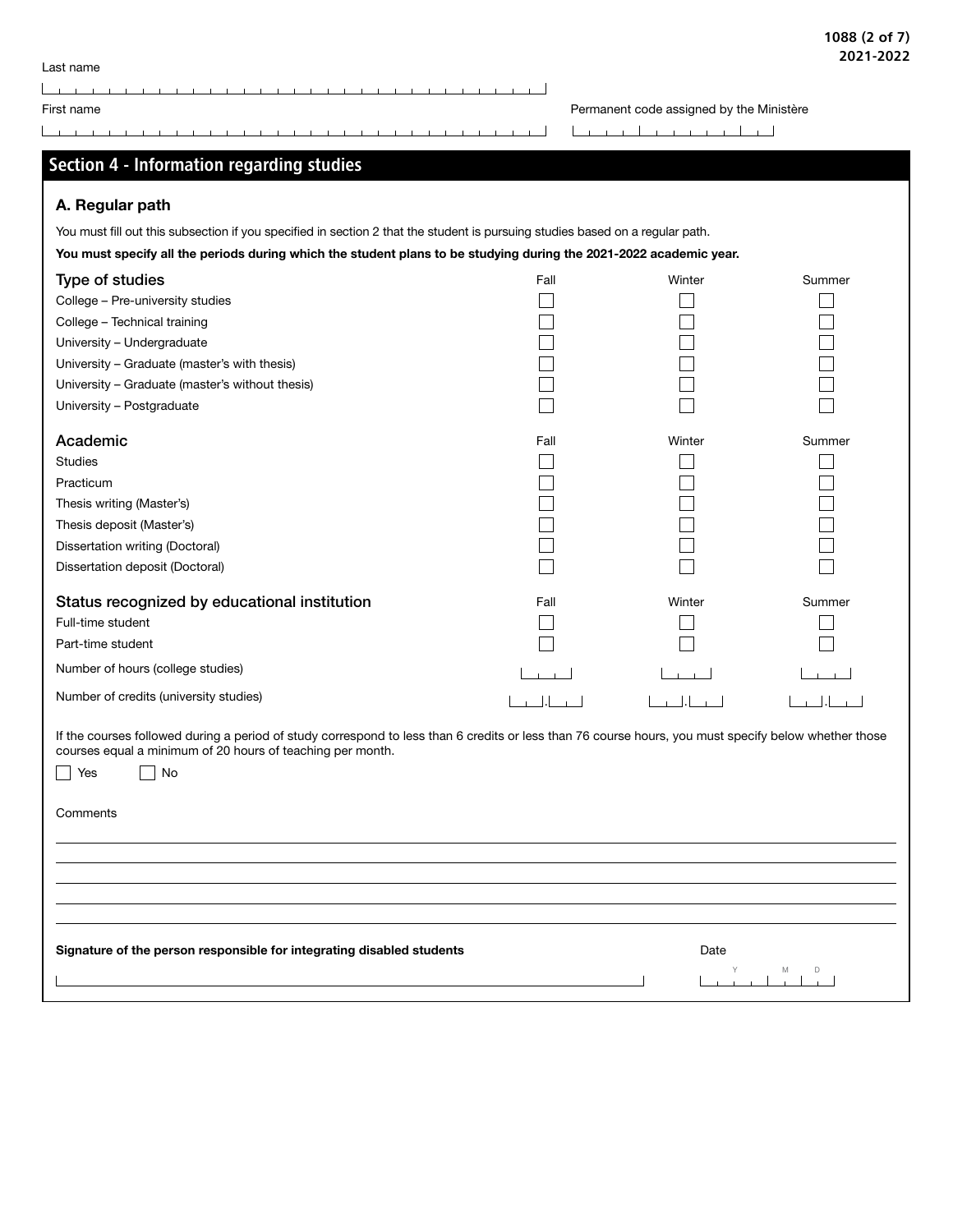Last name

First name

Permanent code assigned by the Ministère

## Section 4 - Information regarding studies

### A. Regular path

You must fill out this subsection if you specified in section 2 that the student is pursuing studies based on a regular path.

**You must specify all the periods during which the student plans to be studying during the 2021-2022 academic year.**

| Type of studies | Fall | Winter | Summer |
|---|---|---|---|
| College – Pre-university studies | ☐ | ☐ | ☐ |
| College – Technical training | ☐ | ☐ | ☐ |
| University – Undergraduate | ☐ | ☐ | ☐ |
| University – Graduate (master's with thesis) | ☐ | ☐ | ☐ |
| University – Graduate (master's without thesis) | ☐ | ☐ | ☐ |
| University – Postgraduate | ☐ | ☐ | ☐ |

| Academic | Fall | Winter | Summer |
|---|---|---|---|
| Studies | ☐ | ☐ | ☐ |
| Practicum | ☐ | ☐ | ☐ |
| Thesis writing (Master's) | ☐ | ☐ | ☐ |
| Thesis deposit (Master's) | ☐ | ☐ | ☐ |
| Dissertation writing (Doctoral) | ☐ | ☐ | ☐ |
| Dissertation deposit (Doctoral) | ☐ | ☐ | ☐ |

| Status recognized by educational institution | Fall | Winter | Summer |
|---|---|---|---|
| Full-time student | ☐ | ☐ | ☐ |
| Part-time student | ☐ | ☐ | ☐ |
| Number of hours (college studies) | | | |
| Number of credits (university studies) | . | . | . |

If the courses followed during a period of study correspond to less than 6 credits or less than 76 course hours, you must specify below whether those courses equal a minimum of 20 hours of teaching per month.

☐ Yes ☐ No

Comments

**Signature of the person responsible for integrating disabled students**

Date (Y M D)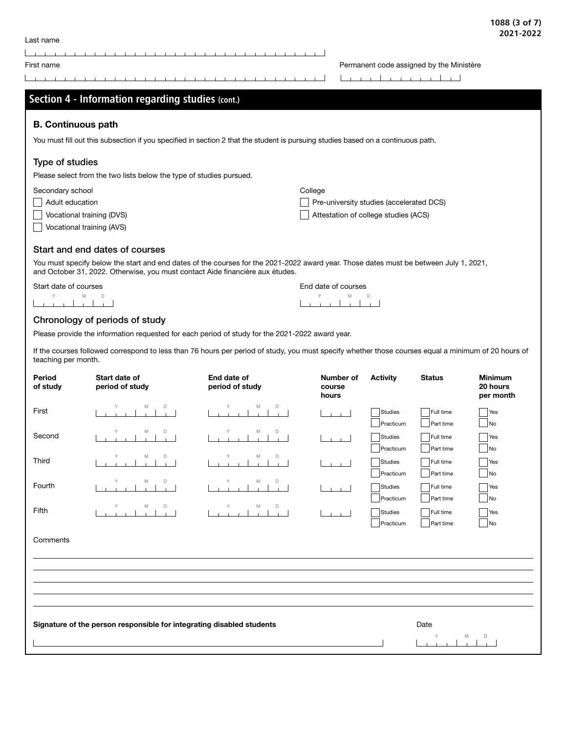Last name

First name

Permanent code assigned by the Ministère

## Section 4 - Information regarding studies (cont.)

### B. Continuous path

You must fill out this subsection if you specified in section 2 that the student is pursuing studies based on a continuous path.

### Type of studies

Please select from the two lists below the type of studies pursued.

Secondary school

- ☐ Adult education
- ☐ Vocational training (DVS)
- ☐ Vocational training (AVS)

College

- ☐ Pre-university studies (accelerated DCS)
- ☐ Attestation of college studies (ACS)

### Start and end dates of courses

You must specify below the start and end dates of the courses for the 2021-2022 award year. Those dates must be between July 1, 2021, and October 31, 2022. Otherwise, you must contact Aide financière aux études.

Start date of courses (Y M D)

End date of courses (Y M D)

### Chronology of periods of study

Please provide the information requested for each period of study for the 2021-2022 award year.

If the courses followed correspond to less than 76 hours per period of study, you must specify whether those courses equal a minimum of 20 hours of teaching per month.

| Period of study | Start date of period of study | End date of period of study | Number of course hours | Activity | Status | Minimum 20 hours per month |
|---|---|---|---|---|---|---|
| First | Y M D | Y M D | | ☐ Studies ☐ Practicum | ☐ Full time ☐ Part time | ☐ Yes ☐ No |
| Second | Y M D | Y M D | | ☐ Studies ☐ Practicum | ☐ Full time ☐ Part time | ☐ Yes ☐ No |
| Third | Y M D | Y M D | | ☐ Studies ☐ Practicum | ☐ Full time ☐ Part time | ☐ Yes ☐ No |
| Fourth | Y M D | Y M D | | ☐ Studies ☐ Practicum | ☐ Full time ☐ Part time | ☐ Yes ☐ No |
| Fifth | Y M D | Y M D | | ☐ Studies ☐ Practicum | ☐ Full time ☐ Part time | ☐ Yes ☐ No |

Comments

**Signature of the person responsible for integrating disabled students**

Date (Y M D)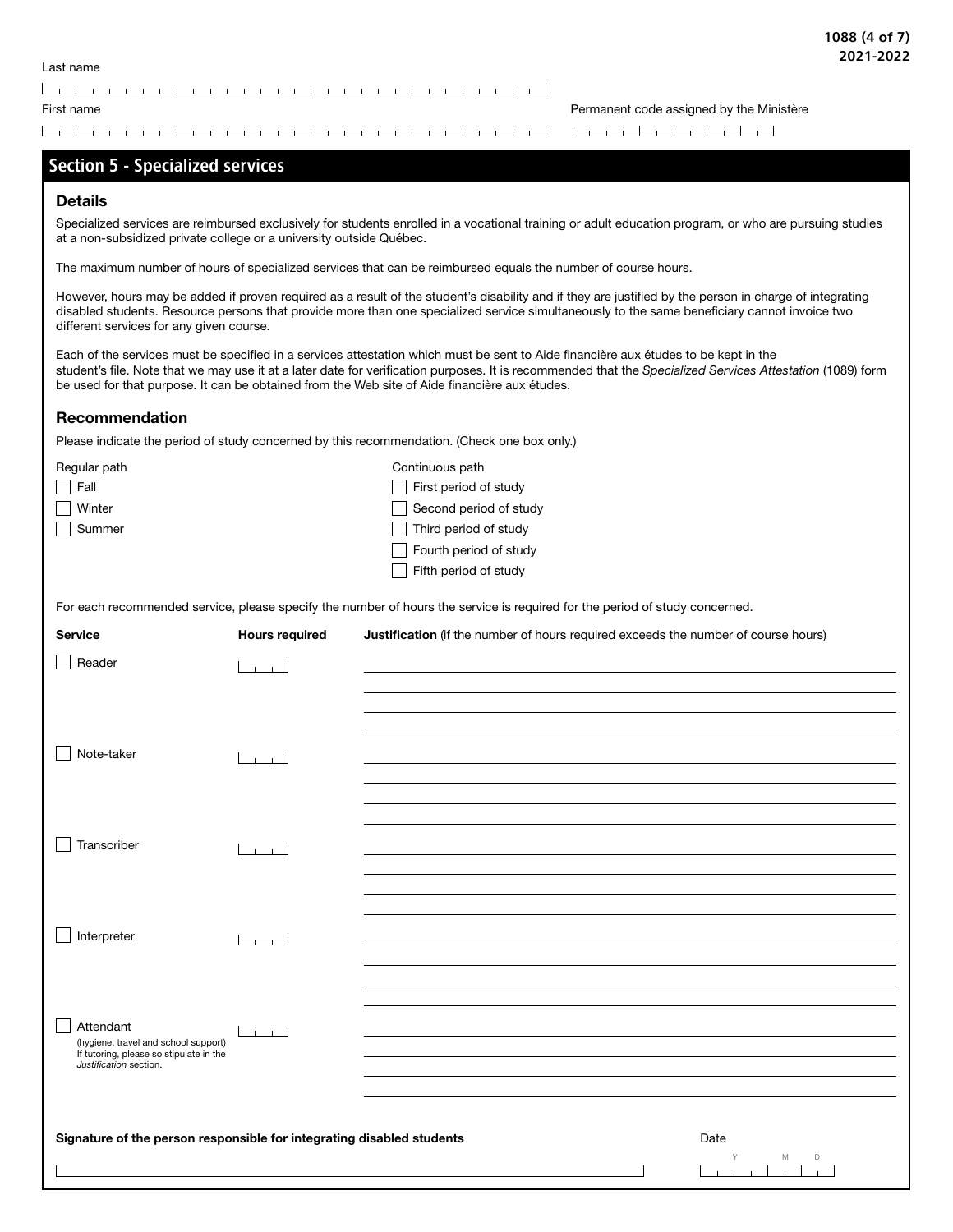Last name

First name

Permanent code assigned by the Ministère

## Section 5 - Specialized services

### Details

Specialized services are reimbursed exclusively for students enrolled in a vocational training or adult education program, or who are pursuing studies at a non-subsidized private college or a university outside Québec.

The maximum number of hours of specialized services that can be reimbursed equals the number of course hours.

However, hours may be added if proven required as a result of the student's disability and if they are justified by the person in charge of integrating disabled students. Resource persons that provide more than one specialized service simultaneously to the same beneficiary cannot invoice two different services for any given course.

Each of the services must be specified in a services attestation which must be sent to Aide financière aux études to be kept in the student's file. Note that we may use it at a later date for verification purposes. It is recommended that the *Specialized Services Attestation* (1089) form be used for that purpose. It can be obtained from the Web site of Aide financière aux études.

### Recommendation

Please indicate the period of study concerned by this recommendation. (Check one box only.)

Regular path

- ☐ Fall
- ☐ Winter
- ☐ Summer

Continuous path

- ☐ First period of study
- ☐ Second period of study
- ☐ Third period of study
- ☐ Fourth period of study
- ☐ Fifth period of study

For each recommended service, please specify the number of hours the service is required for the period of study concerned.

| Service | Hours required | Justification (if the number of hours required exceeds the number of course hours) |
|---|---|---|
| ☐ Reader | | |
| ☐ Note-taker | | |
| ☐ Transcriber | | |
| ☐ Interpreter | | |
| ☐ Attendant (hygiene, travel and school support) If tutoring, please so stipulate in the *Justification* section. | | |

**Signature of the person responsible for integrating disabled students**

Date (Y M D)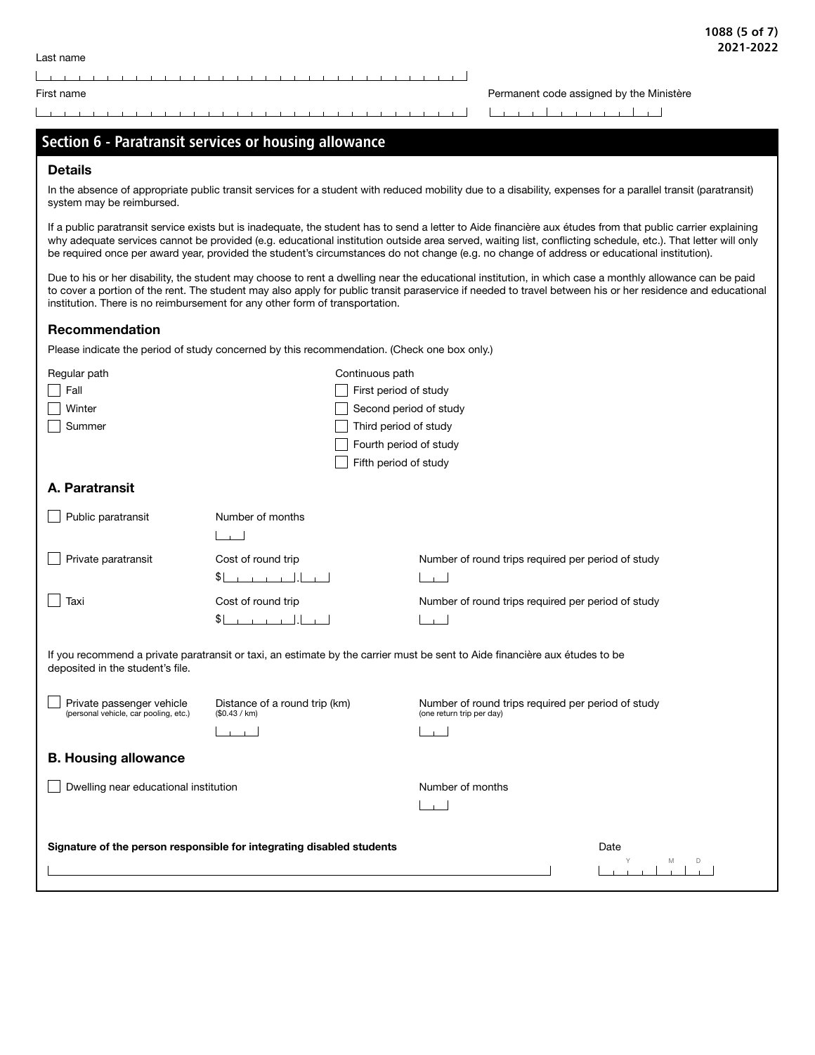Last name

First name

Permanent code assigned by the Ministère

## Section 6 - Paratransit services or housing allowance

### Details

In the absence of appropriate public transit services for a student with reduced mobility due to a disability, expenses for a parallel transit (paratransit) system may be reimbursed.

If a public paratransit service exists but is inadequate, the student has to send a letter to Aide financière aux études from that public carrier explaining why adequate services cannot be provided (e.g. educational institution outside area served, waiting list, conflicting schedule, etc.). That letter will only be required once per award year, provided the student's circumstances do not change (e.g. no change of address or educational institution).

Due to his or her disability, the student may choose to rent a dwelling near the educational institution, in which case a monthly allowance can be paid to cover a portion of the rent. The student may also apply for public transit paraservice if needed to travel between his or her residence and educational institution. There is no reimbursement for any other form of transportation.

### Recommendation

Please indicate the period of study concerned by this recommendation. (Check one box only.)

| Regular path | Continuous path |
|---|---|
| ☐ Fall | ☐ First period of study |
| ☐ Winter | ☐ Second period of study |
| ☐ Summer | ☐ Third period of study |
| | ☐ Fourth period of study |
| | ☐ Fifth period of study |

### A. Paratransit

| | | |
|---|---|---|
| ☐ Public paratransit | Number of months | |
| ☐ Private paratransit | Cost of round trip $ ___ . ___ | Number of round trips required per period of study |
| ☐ Taxi | Cost of round trip $ ___ . ___ | Number of round trips required per period of study |

If you recommend a private paratransit or taxi, an estimate by the carrier must be sent to Aide financière aux études to be deposited in the student's file.

| | | |
|---|---|---|
| ☐ Private passenger vehicle (personal vehicle, car pooling, etc.) | Distance of a round trip (km) ($0.43 / km) | Number of round trips required per period of study (one return trip per day) |

### B. Housing allowance

| | |
|---|---|
| ☐ Dwelling near educational institution | Number of months |

**Signature of the person responsible for integrating disabled students**

Date (Y M D)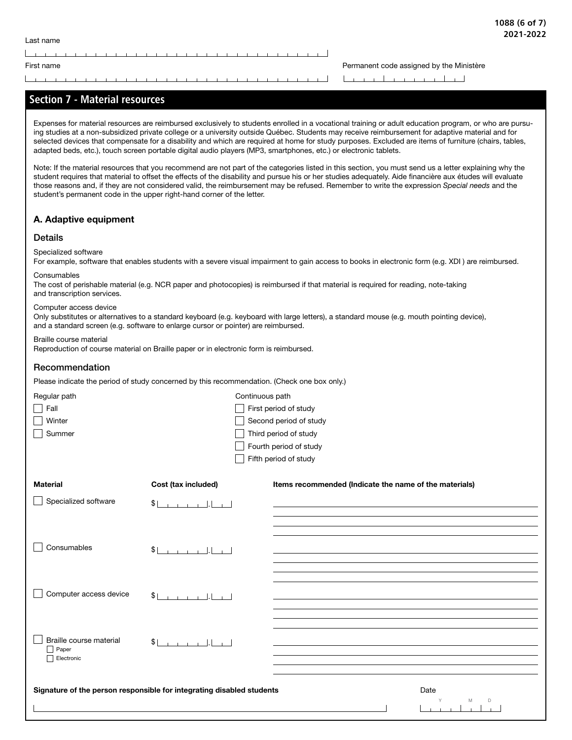Last name

First name

Permanent code assigned by the Ministère

## Section 7 - Material resources

Expenses for material resources are reimbursed exclusively to students enrolled in a vocational training or adult education program, or who are pursuing studies at a non-subsidized private college or a university outside Québec. Students may receive reimbursement for adaptive material and for selected devices that compensate for a disability and which are required at home for study purposes. Excluded are items of furniture (chairs, tables, adapted beds, etc.), touch screen portable digital audio players (MP3, smartphones, etc.) or electronic tablets.

Note: If the material resources that you recommend are not part of the categories listed in this section, you must send us a letter explaining why the student requires that material to offset the effects of the disability and pursue his or her studies adequately. Aide financière aux études will evaluate those reasons and, if they are not considered valid, the reimbursement may be refused. Remember to write the expression *Special needs* and the student's permanent code in the upper right-hand corner of the letter.

### A. Adaptive equipment

#### Details

Specialized software
For example, software that enables students with a severe visual impairment to gain access to books in electronic form (e.g. XDI ) are reimbursed.

Consumables
The cost of perishable material (e.g. NCR paper and photocopies) is reimbursed if that material is required for reading, note-taking and transcription services.

Computer access device
Only substitutes or alternatives to a standard keyboard (e.g. keyboard with large letters), a standard mouse (e.g. mouth pointing device), and a standard screen (e.g. software to enlarge cursor or pointer) are reimbursed.

Braille course material
Reproduction of course material on Braille paper or in electronic form is reimbursed.

#### Recommendation

Please indicate the period of study concerned by this recommendation. (Check one box only.)

Regular path
- ☐ Fall
- ☐ Winter
- ☐ Summer

Continuous path
- ☐ First period of study
- ☐ Second period of study
- ☐ Third period of study
- ☐ Fourth period of study
- ☐ Fifth period of study

| Material | Cost (tax included) | Items recommended (Indicate the name of the materials) |
|---|---|---|
| ☐ Specialized software | $ ______ . ___ | |
| ☐ Consumables | $ ______ . ___ | |
| ☐ Computer access device | $ ______ . ___ | |
| ☐ Braille course material ☐ Paper ☐ Electronic | $ ______ . ___ | |

**Signature of the person responsible for integrating disabled students**

Date
Y M D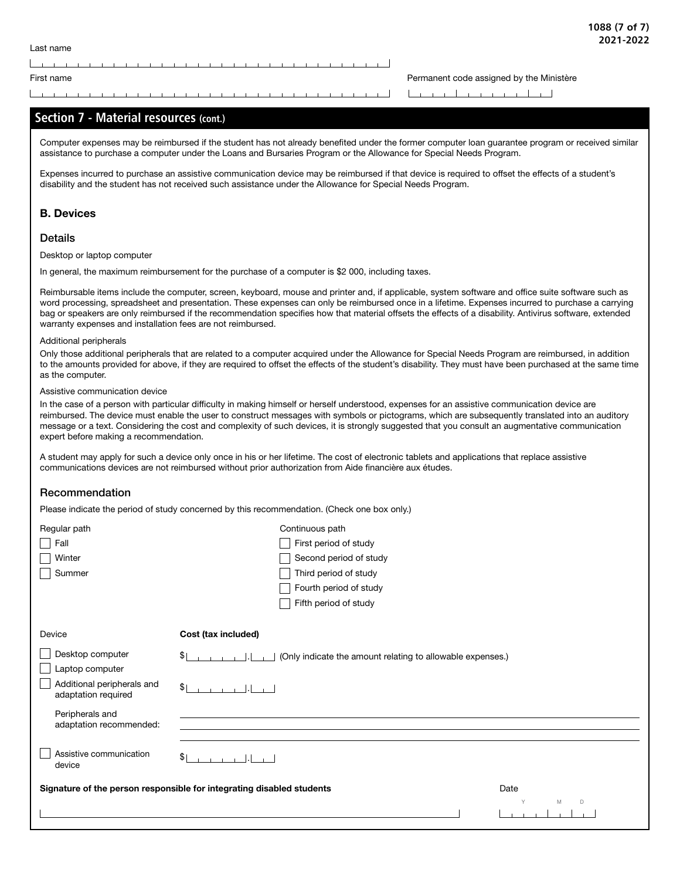Last name

First name

Permanent code assigned by the Ministère

## Section 7 - Material resources (cont.)

Computer expenses may be reimbursed if the student has not already benefited under the former computer loan guarantee program or received similar assistance to purchase a computer under the Loans and Bursaries Program or the Allowance for Special Needs Program.

Expenses incurred to purchase an assistive communication device may be reimbursed if that device is required to offset the effects of a student's disability and the student has not received such assistance under the Allowance for Special Needs Program.

### B. Devices

#### Details

Desktop or laptop computer

In general, the maximum reimbursement for the purchase of a computer is $2 000, including taxes.

Reimbursable items include the computer, screen, keyboard, mouse and printer and, if applicable, system software and office suite software such as word processing, spreadsheet and presentation. These expenses can only be reimbursed once in a lifetime. Expenses incurred to purchase a carrying bag or speakers are only reimbursed if the recommendation specifies how that material offsets the effects of a disability. Antivirus software, extended warranty expenses and installation fees are not reimbursed.

Additional peripherals

Only those additional peripherals that are related to a computer acquired under the Allowance for Special Needs Program are reimbursed, in addition to the amounts provided for above, if they are required to offset the effects of the student's disability. They must have been purchased at the same time as the computer.

Assistive communication device

In the case of a person with particular difficulty in making himself or herself understood, expenses for an assistive communication device are reimbursed. The device must enable the user to construct messages with symbols or pictograms, which are subsequently translated into an auditory message or a text. Considering the cost and complexity of such devices, it is strongly suggested that you consult an augmentative communication expert before making a recommendation.

A student may apply for such a device only once in his or her lifetime. The cost of electronic tablets and applications that replace assistive communications devices are not reimbursed without prior authorization from Aide financière aux études.

#### Recommendation

Please indicate the period of study concerned by this recommendation. (Check one box only.)

Regular path
- ☐ Fall
- ☐ Winter
- ☐ Summer

Continuous path
- ☐ First period of study
- ☐ Second period of study
- ☐ Third period of study
- ☐ Fourth period of study
- ☐ Fifth period of study

| Device | **Cost (tax included)** |
|---|---|
| ☐ Desktop computer<br>☐ Laptop computer | $ ______ . ___ (Only indicate the amount relating to allowable expenses.) |
| ☐ Additional peripherals and adaptation required | $ ______ . ___ |
| Peripherals and adaptation recommended: | |
| ☐ Assistive communication device | $ ______ . ___ |

**Signature of the person responsible for integrating disabled students**

Date Y M D